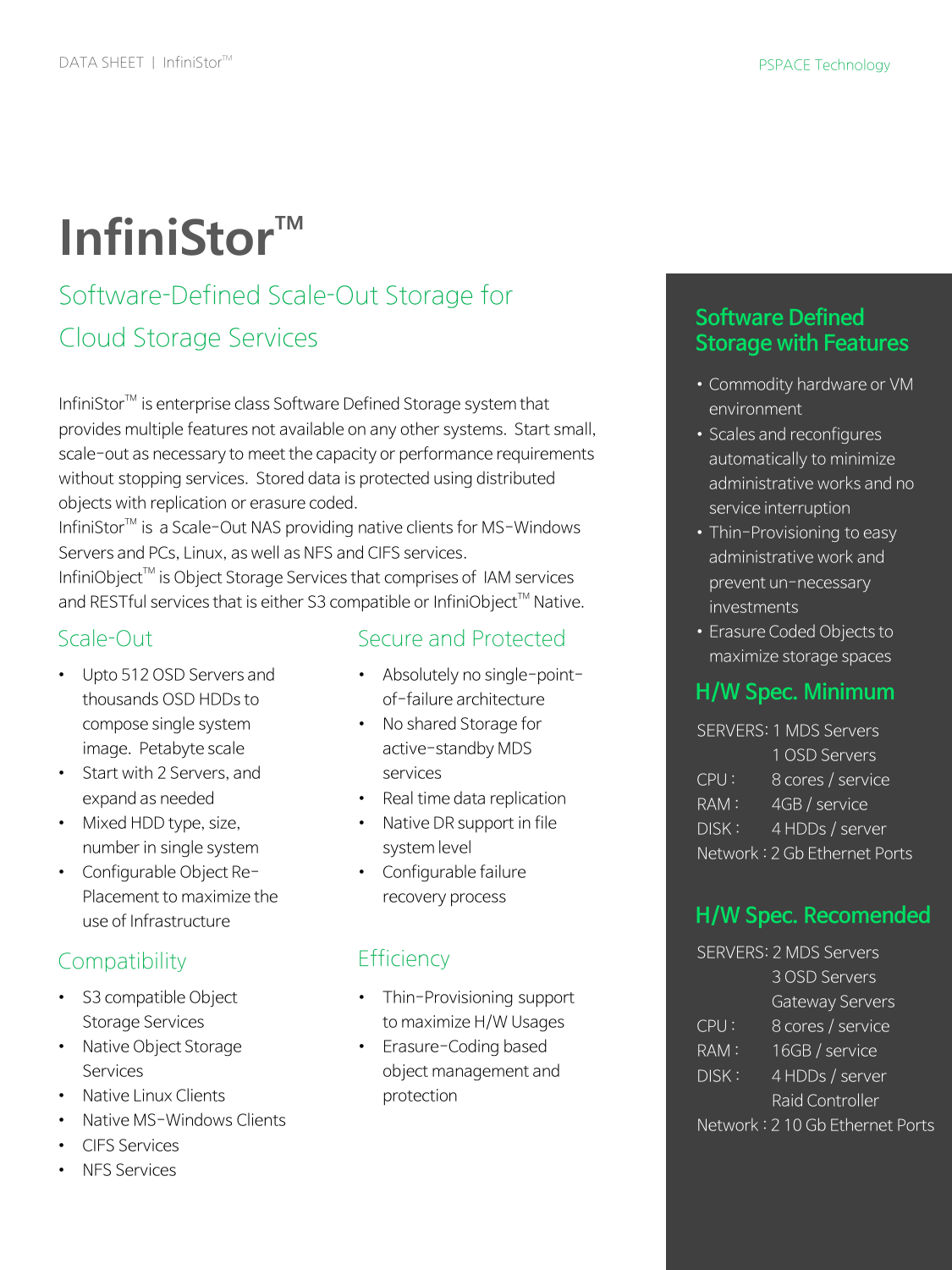# InfiniStor™

## Software-Defined Scale-Out Storage for Cloud Storage Services

InfiniStor™ is enterprise class Software Defined Storage system that provides multiple features not available on any other systems. Start small, scale-out as necessary to meet the capacity or performance requirements without stopping services. Stored data is protected using distributed objects with replication or erasure coded.
InfiniStor™ is a Scale-Out NAS providing native clients for MS-Windows Servers and PCs, Linux, as well as NFS and CIFS services.
InfiniObject™ is Object Storage Services that comprises of IAM services and RESTful services that is either S3 compatible or InfiniObject™ Native.

### Scale-Out

- Upto 512 OSD Servers and thousands OSD HDDs to compose single system image. Petabyte scale
- Start with 2 Servers, and expand as needed
- Mixed HDD type, size, number in single system
- Configurable Object Re-Placement to maximize the use of Infrastructure

### Compatibility

- S3 compatible Object Storage Services
- Native Object Storage Services
- Native Linux Clients
- Native MS-Windows Clients
- CIFS Services
- NFS Services

### Secure and Protected

- Absolutely no single-point-of-failure architecture
- No shared Storage for active-standby MDS services
- Real time data replication
- Native DR support in file system level
- Configurable failure recovery process

### Efficiency

- Thin-Provisioning support to maximize H/W Usages
- Erasure-Coding based object management and protection

### Software Defined Storage with Features

- Commodity hardware or VM environment
- Scales and reconfigures automatically to minimize administrative works and no service interruption
- Thin-Provisioning to easy administrative work and prevent un-necessary investments
- Erasure Coded Objects to maximize storage spaces

### H/W Spec. Minimum

SERVERS: 1 MDS Servers
1 OSD Servers
CPU : 8 cores / service
RAM : 4GB / service
DISK : 4 HDDs / server
Network : 2 Gb Ethernet Ports

### H/W Spec. Recomended

SERVERS: 2 MDS Servers
3 OSD Servers
Gateway Servers
CPU : 8 cores / service
RAM : 16GB / service
DISK : 4 HDDs / server
Raid Controller
Network : 2 10 Gb Ethernet Ports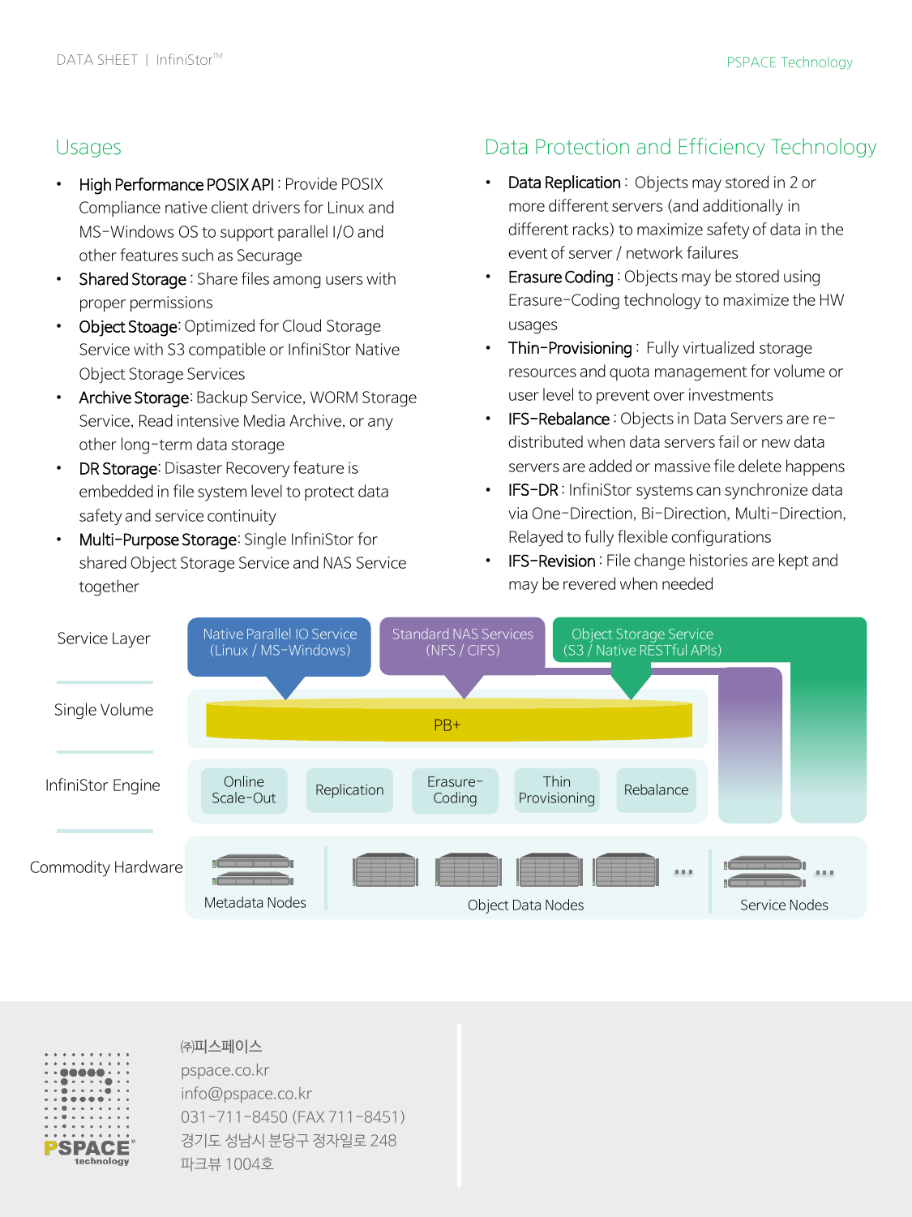## Usages

- **High Performance POSIX API** : Provide POSIX Compliance native client drivers for Linux and MS-Windows OS to support parallel I/O and other features such as Securage
- **Shared Storage** : Share files among users with proper permissions
- **Object Stoage**: Optimized for Cloud Storage Service with S3 compatible or InfiniStor Native Object Storage Services
- **Archive Storage**: Backup Service, WORM Storage Service, Read intensive Media Archive, or any other long-term data storage
- **DR Storage**: Disaster Recovery feature is embedded in file system level to protect data safety and service continuity
- **Multi-Purpose Storage**: Single InfiniStor for shared Object Storage Service and NAS Service together

## Data Protection and Efficiency Technology

- **Data Replication** : Objects may stored in 2 or more different servers (and additionally in different racks) to maximize safety of data in the event of server / network failures
- **Erasure Coding** : Objects may be stored using Erasure-Coding technology to maximize the HW usages
- **Thin-Provisioning** : Fully virtualized storage resources and quota management for volume or user level to prevent over investments
- **IFS-Rebalance** : Objects in Data Servers are re-distributed when data servers fail or new data servers are added or massive file delete happens
- **IFS-DR** : InfiniStor systems can synchronize data via One-Direction, Bi-Direction, Multi-Direction, Relayed to fully flexible configurations
- **IFS-Revision** : File change histories are kept and may be revered when needed

Service Layer
Native Parallel IO Service (Linux / MS-Windows)
Standard NAS Services (NFS / CIFS)
Object Storage Service (S3 / Native RESTful APIs)

Single Volume
PB+

InfiniStor Engine
Online Scale-Out
Replication
Erasure-Coding
Thin Provisioning
Rebalance

Commodity Hardware
Metadata Nodes
Object Data Nodes
Service Nodes

㈜피스페이스
pspace.co.kr
info@pspace.co.kr
031-711-8450 (FAX 711-8451)
경기도 성남시 분당구 정자일로 248
파크뷰 1004호